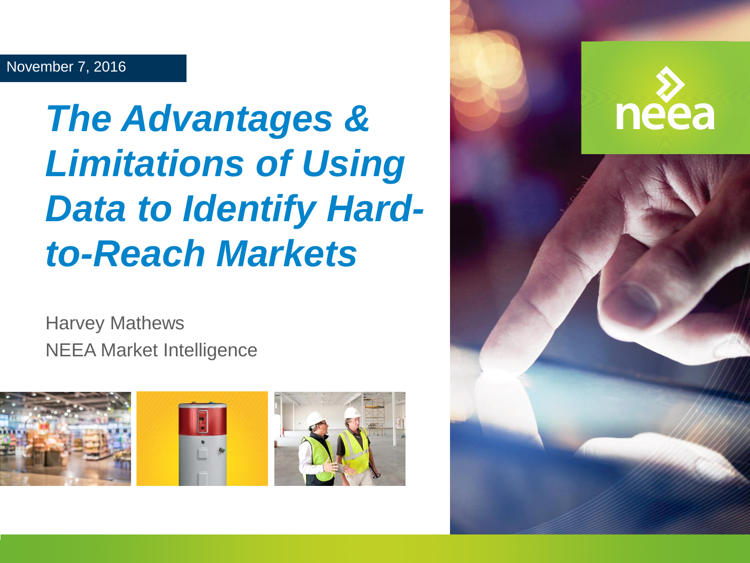November 7, 2016

# *The Advantages & Limitations of Using Data to Identify Hard-to-Reach Markets*

Harvey Mathews

NEEA Market Intelligence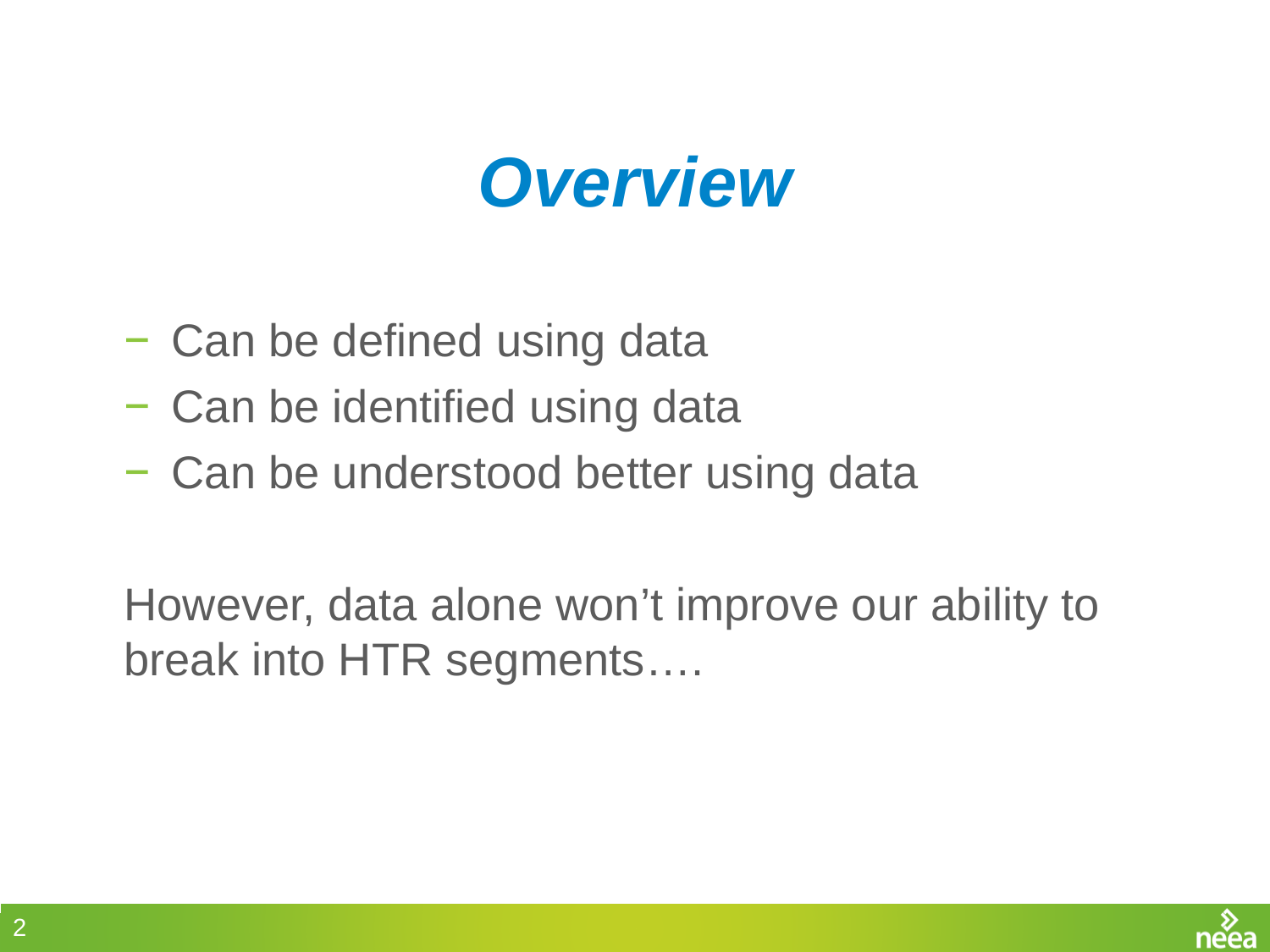# *Overview*

- Can be defined using data
- Can be identified using data
- Can be understood better using data

However, data alone won’t improve our ability to break into HTR segments….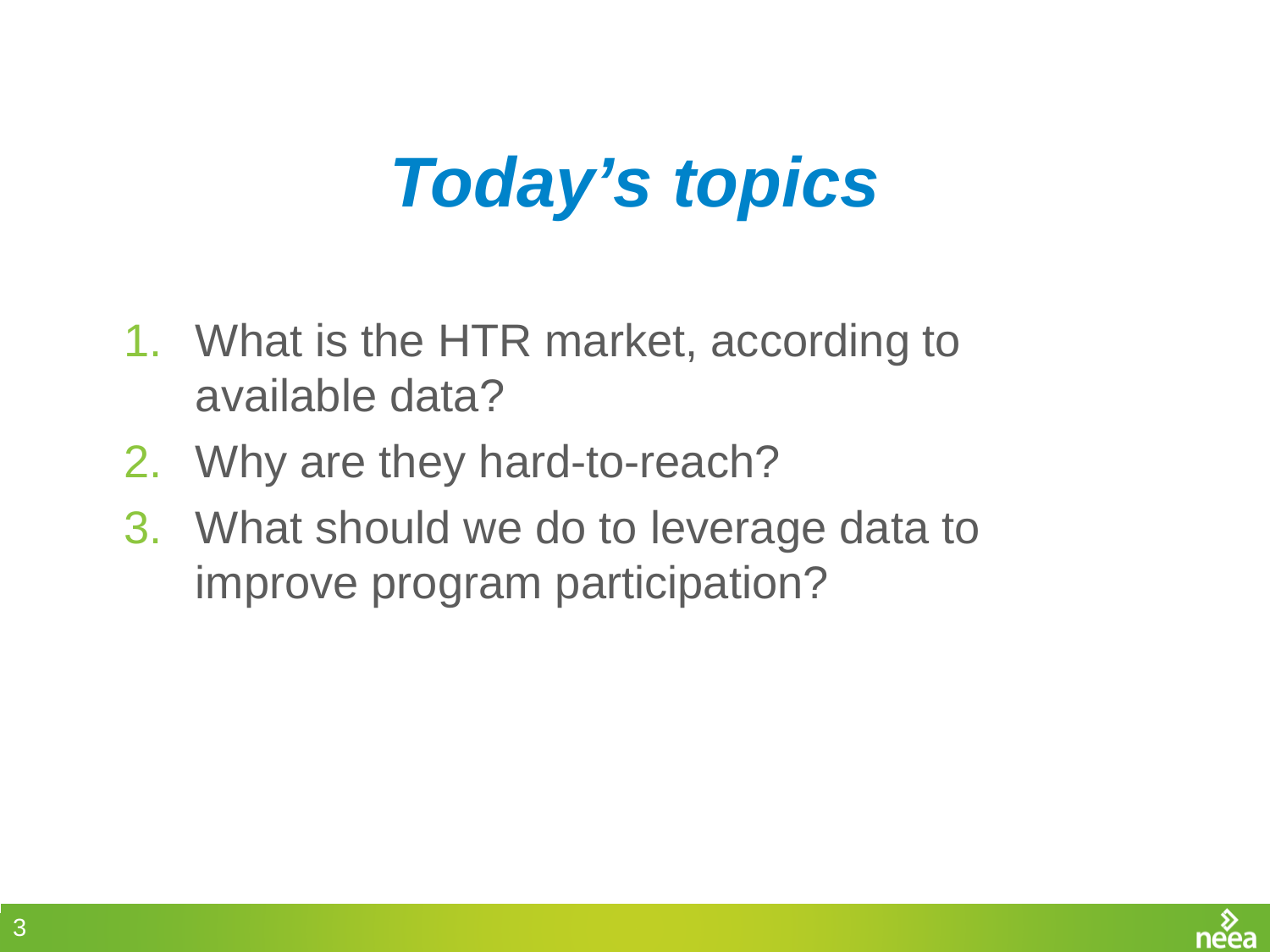# *Today's topics*

1. What is the HTR market, according to available data?
2. Why are they hard-to-reach?
3. What should we do to leverage data to improve program participation?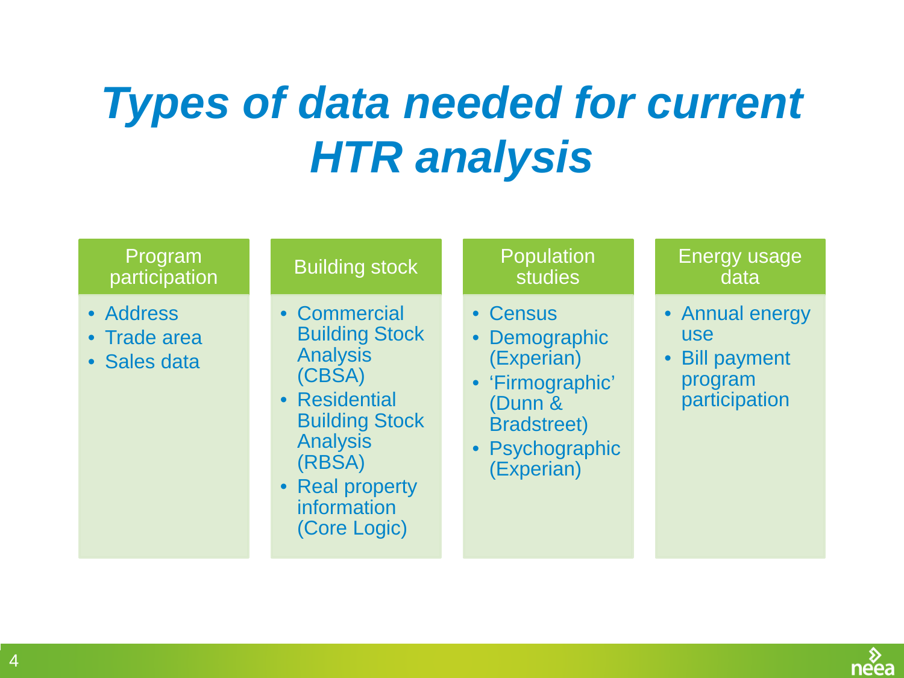# *Types of data needed for current HTR analysis*

## Program participation

- Address
- Trade area
- Sales data

## Building stock

- Commercial Building Stock Analysis (CBSA)
- Residential Building Stock Analysis (RBSA)
- Real property information (Core Logic)

## Population studies

- Census
- Demographic (Experian)
- 'Firmographic' (Dunn & Bradstreet)
- Psychographic (Experian)

## Energy usage data

- Annual energy use
- Bill payment program participation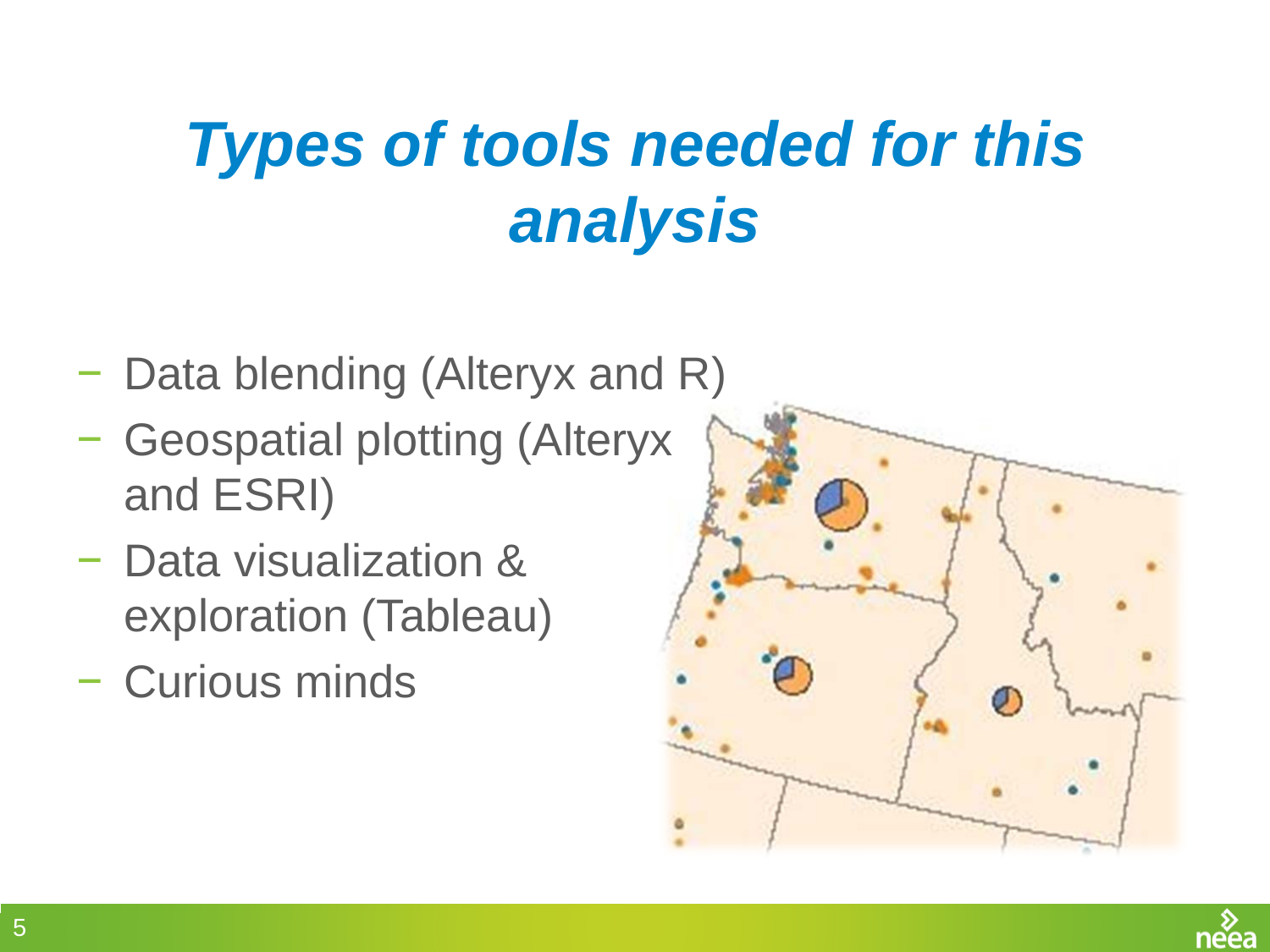# *Types of tools needed for this analysis*

- Data blending (Alteryx and R)
- Geospatial plotting (Alteryx and ESRI)
- Data visualization & exploration (Tableau)
- Curious minds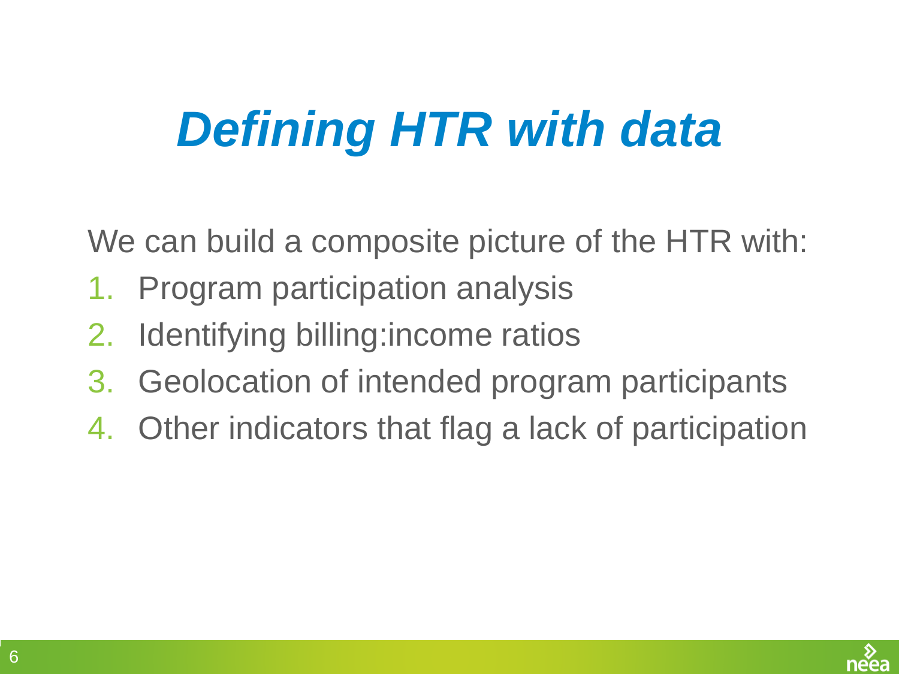# *Defining HTR with data*

We can build a composite picture of the HTR with:

1. Program participation analysis
2. Identifying billing:income ratios
3. Geolocation of intended program participants
4. Other indicators that flag a lack of participation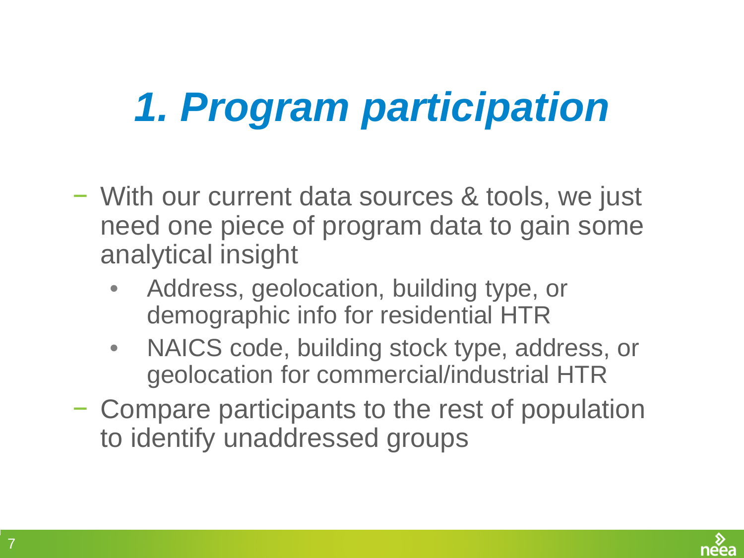# *1. Program participation*

- With our current data sources & tools, we just need one piece of program data to gain some analytical insight
  - Address, geolocation, building type, or demographic info for residential HTR
  - NAICS code, building stock type, address, or geolocation for commercial/industrial HTR
- Compare participants to the rest of population to identify unaddressed groups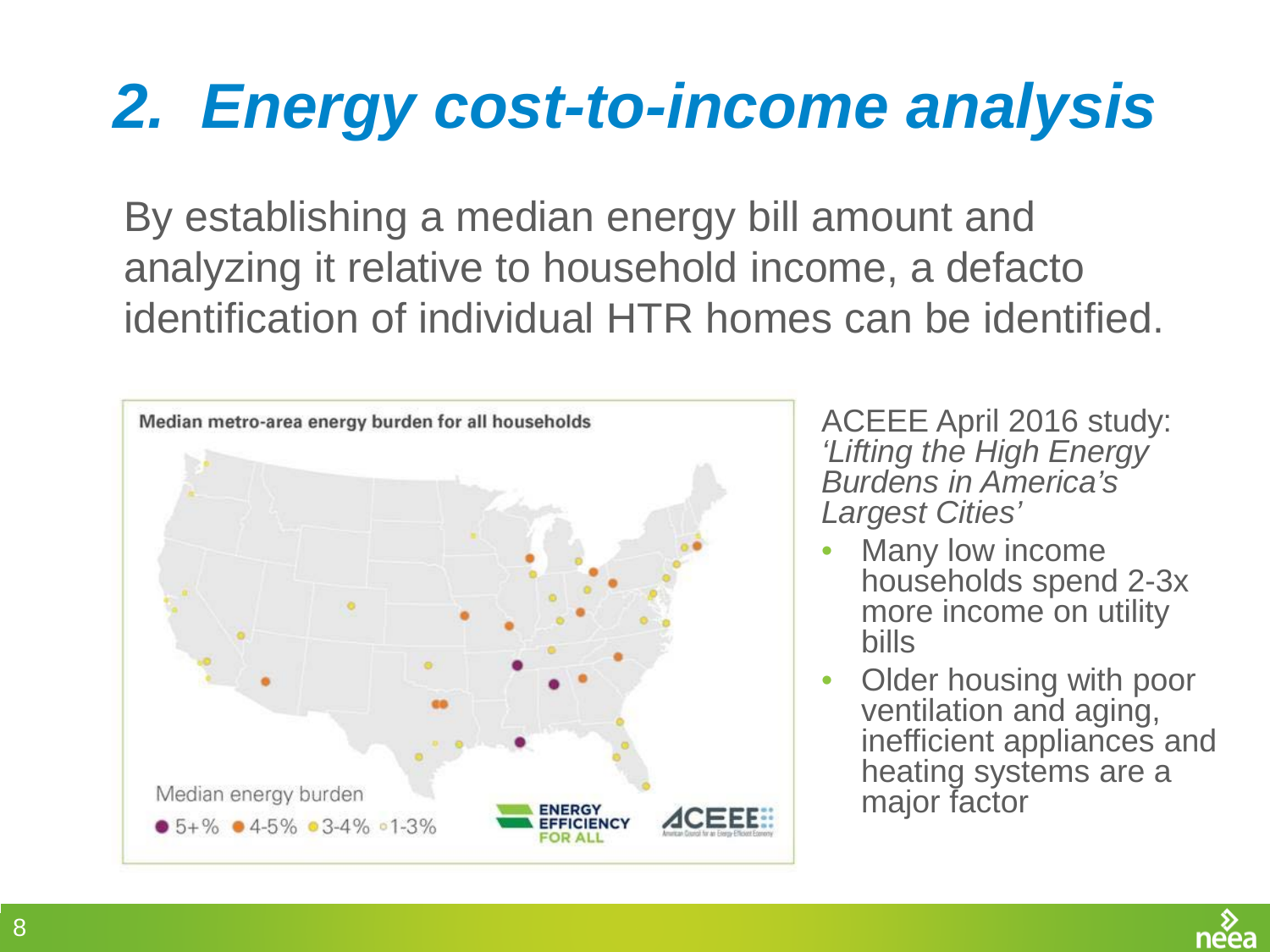# 2. Energy cost-to-income analysis

By establishing a median energy bill amount and analyzing it relative to household income, a defacto identification of individual HTR homes can be identified.

Median metro-area energy burden for all households

Median energy burden

● 5+% ● 4-5% ● 3-4% ◦ 1-3%

ENERGY EFFICIENCY FOR ALL

ACEEE

ACEEE April 2016 study: *'Lifting the High Energy Burdens in America's Largest Cities'*

- Many low income households spend 2-3x more income on utility bills
- Older housing with poor ventilation and aging, inefficient appliances and heating systems are a major factor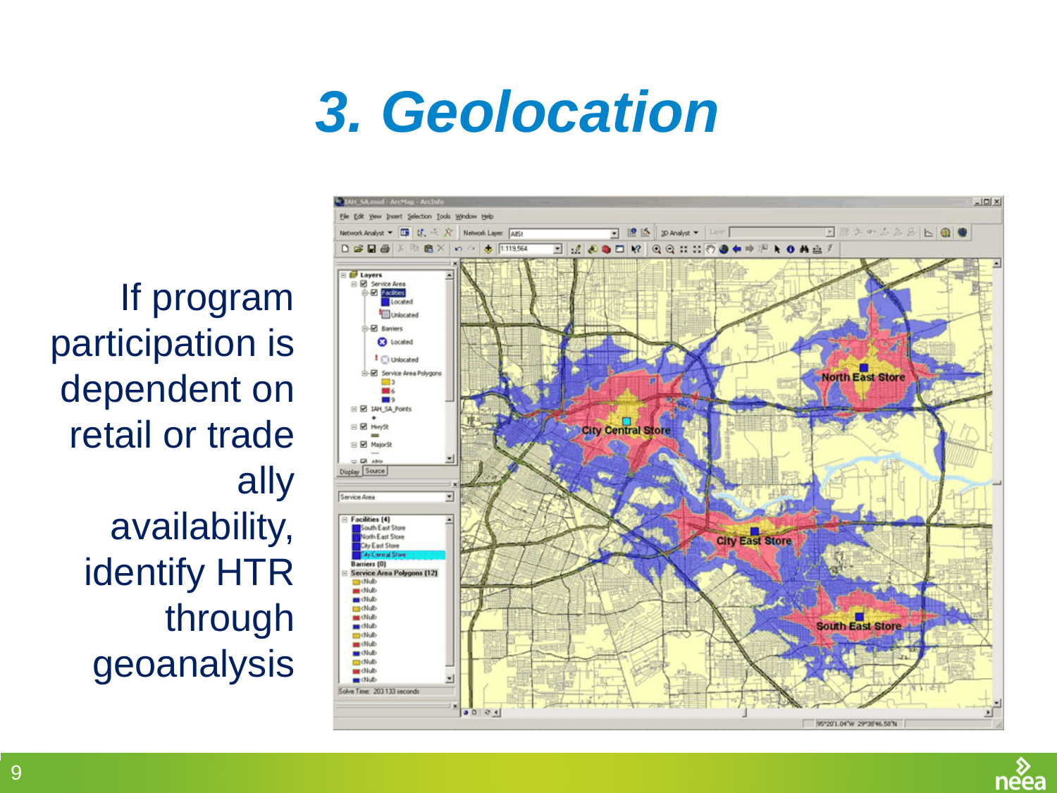# 3. Geolocation

If program participation is dependent on retail or trade ally availability, identify HTR through geoanalysis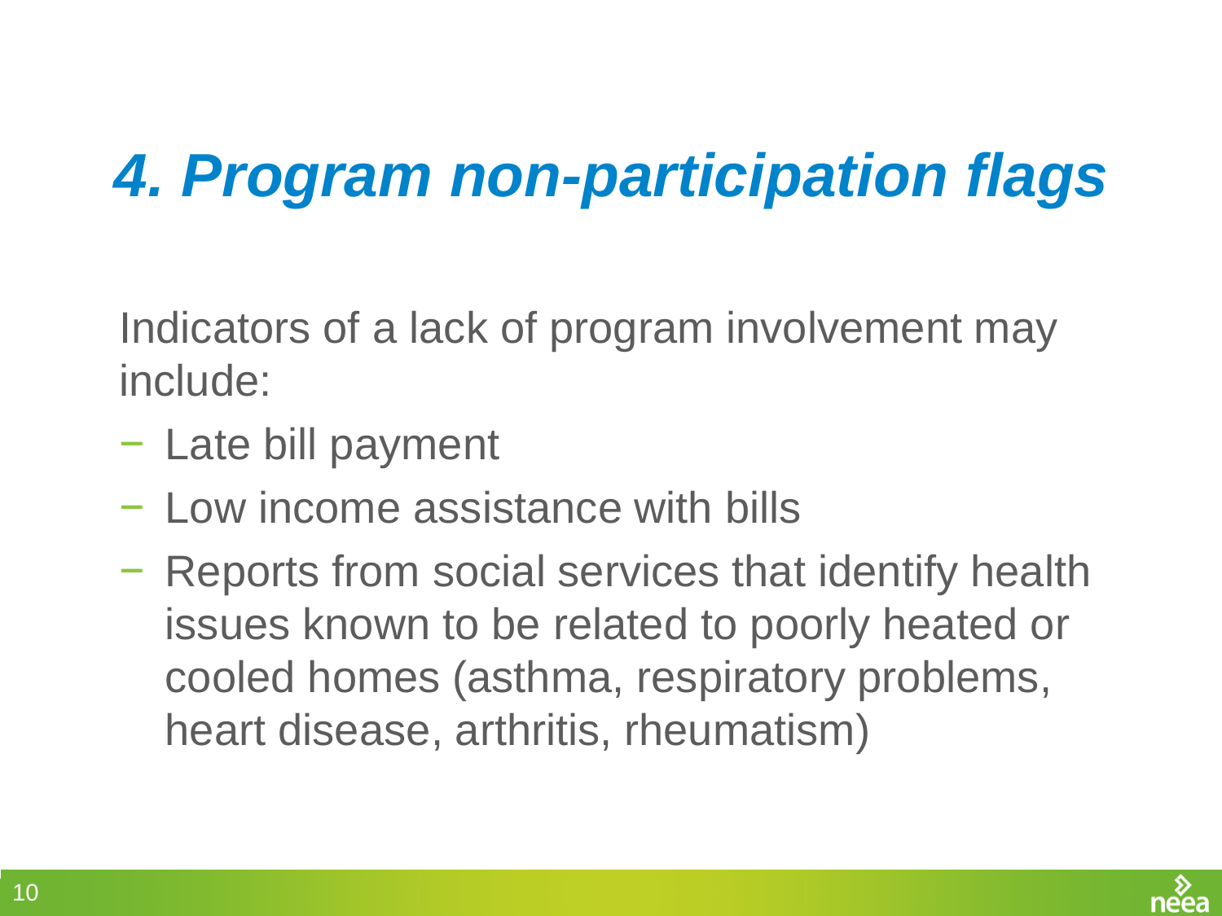# *4. Program non-participation flags*

Indicators of a lack of program involvement may include:

- Late bill payment
- Low income assistance with bills
- Reports from social services that identify health issues known to be related to poorly heated or cooled homes (asthma, respiratory problems, heart disease, arthritis, rheumatism)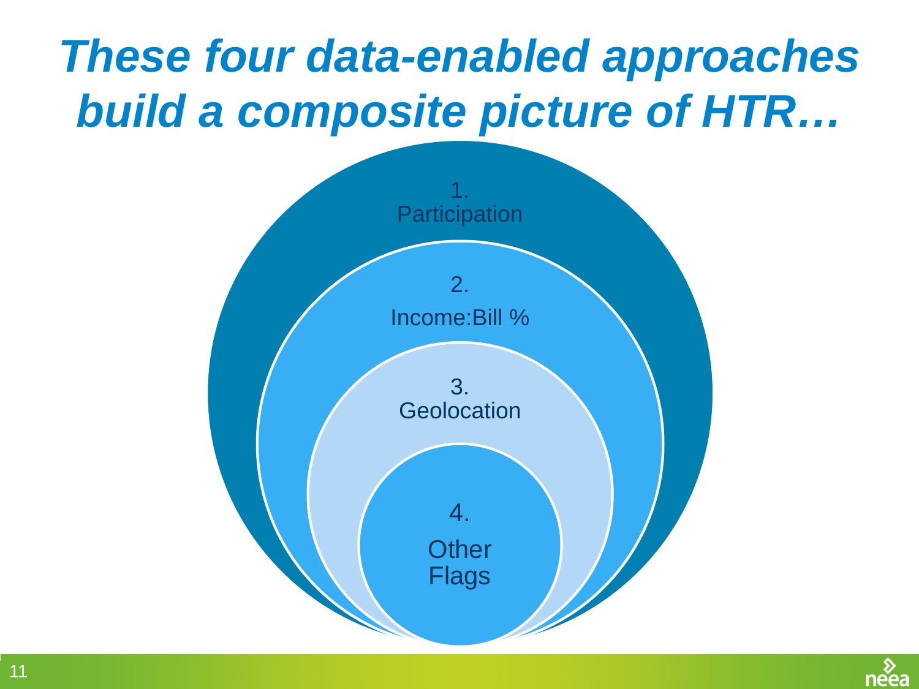# *These four data-enabled approaches build a composite picture of HTR…*

1. Participation
2. Income:Bill %
3. Geolocation
4. Other Flags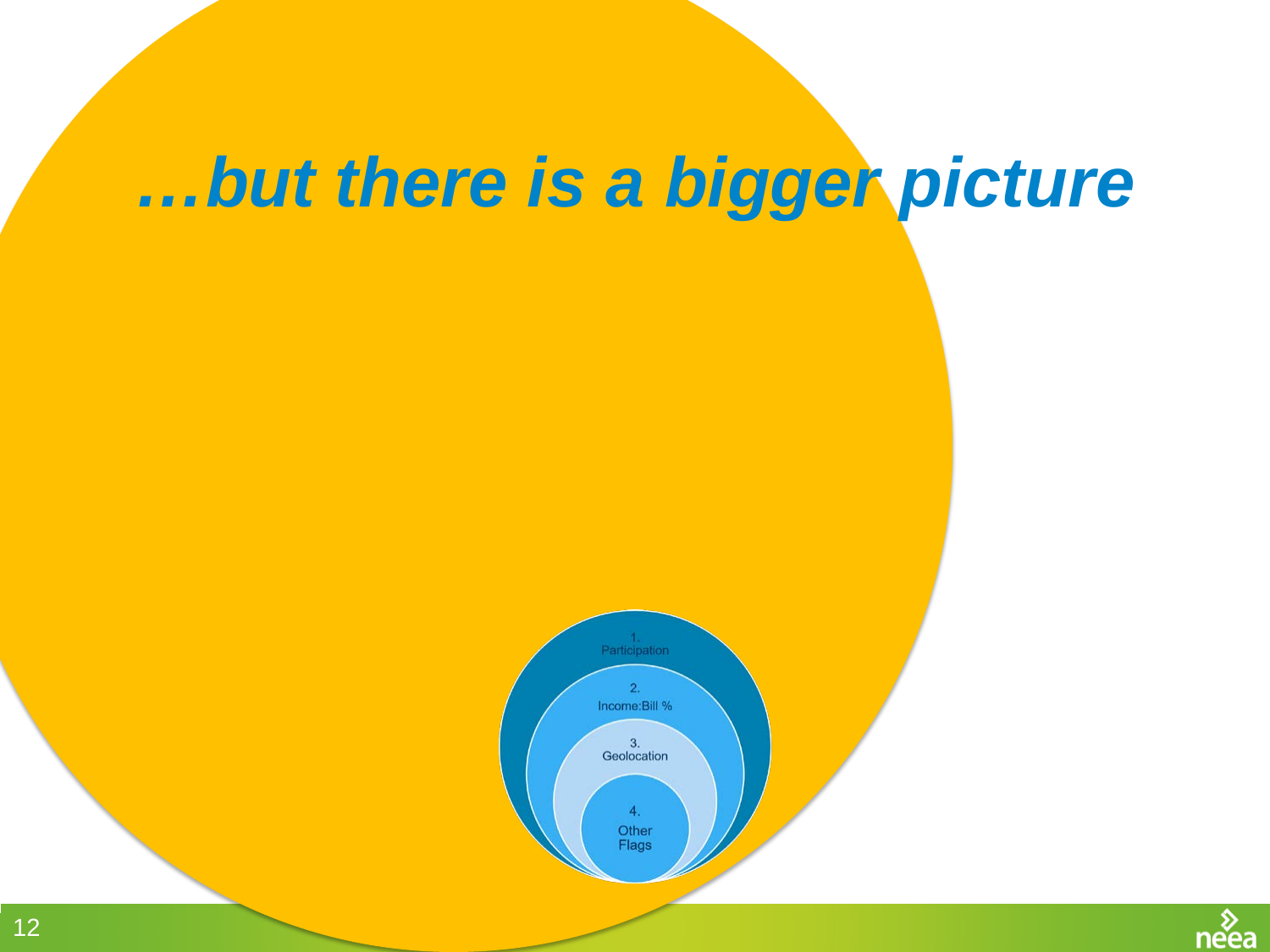# …but there is a bigger picture

1. Participation

2. Income:Bill %

3. Geolocation

4. Other Flags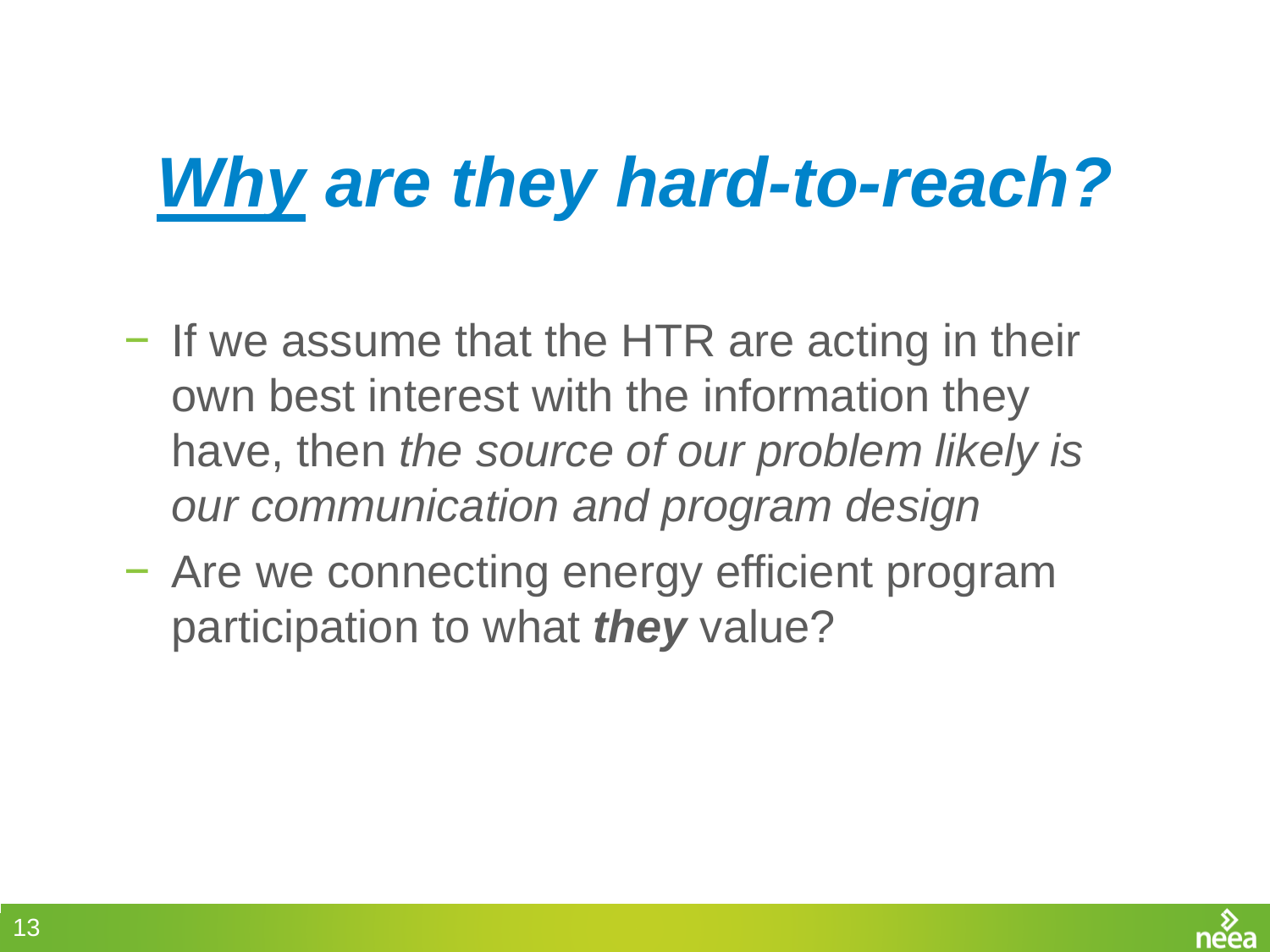# *Why* are they hard-to-reach?

- If we assume that the HTR are acting in their own best interest with the information they have, then *the source of our problem likely is our communication and program design*
- Are we connecting energy efficient program participation to what ***they*** value?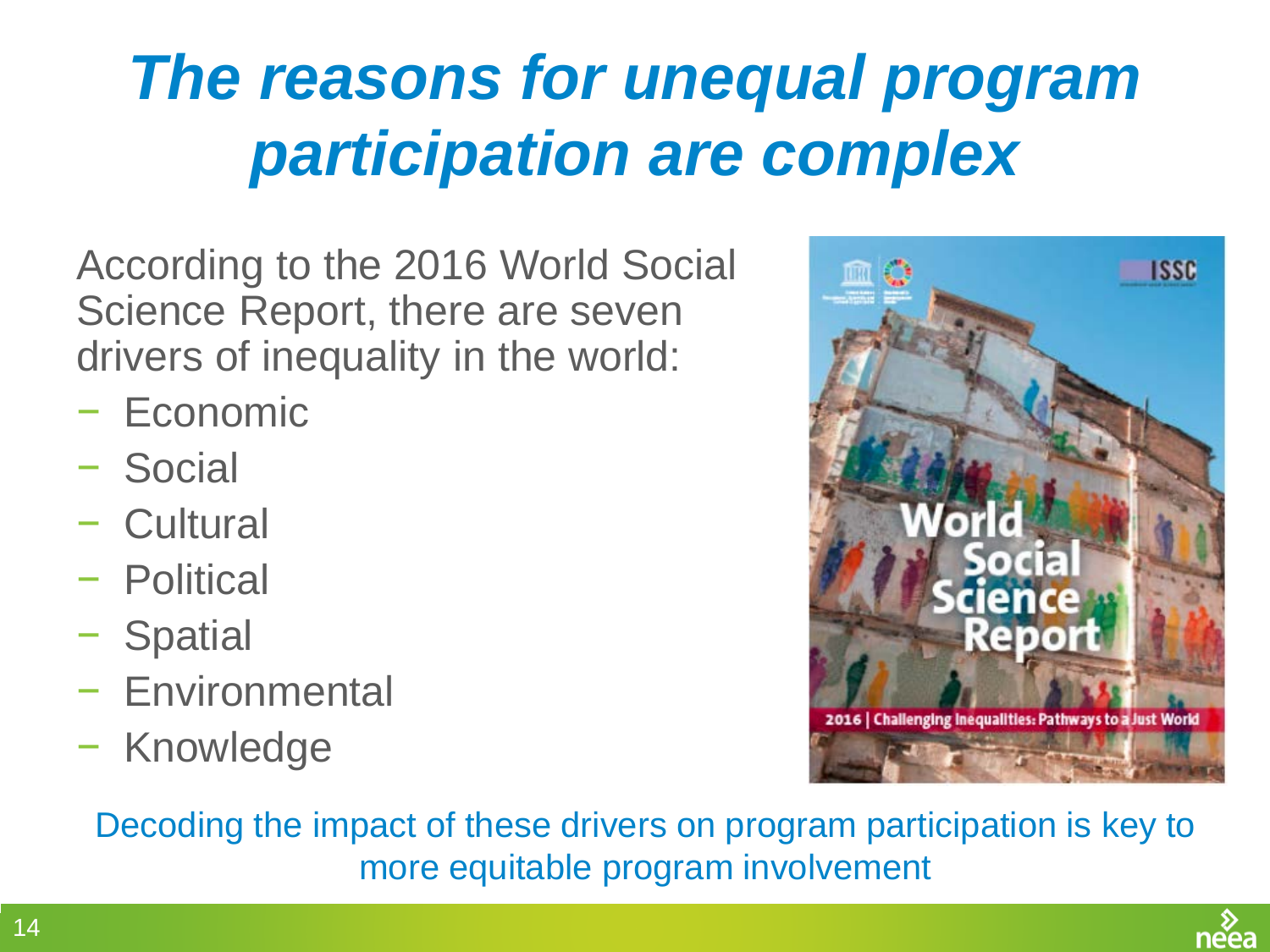# The reasons for unequal program participation are complex

According to the 2016 World Social Science Report, there are seven drivers of inequality in the world:

- Economic
- Social
- Cultural
- Political
- Spatial
- Environmental
- Knowledge

Decoding the impact of these drivers on program participation is key to more equitable program involvement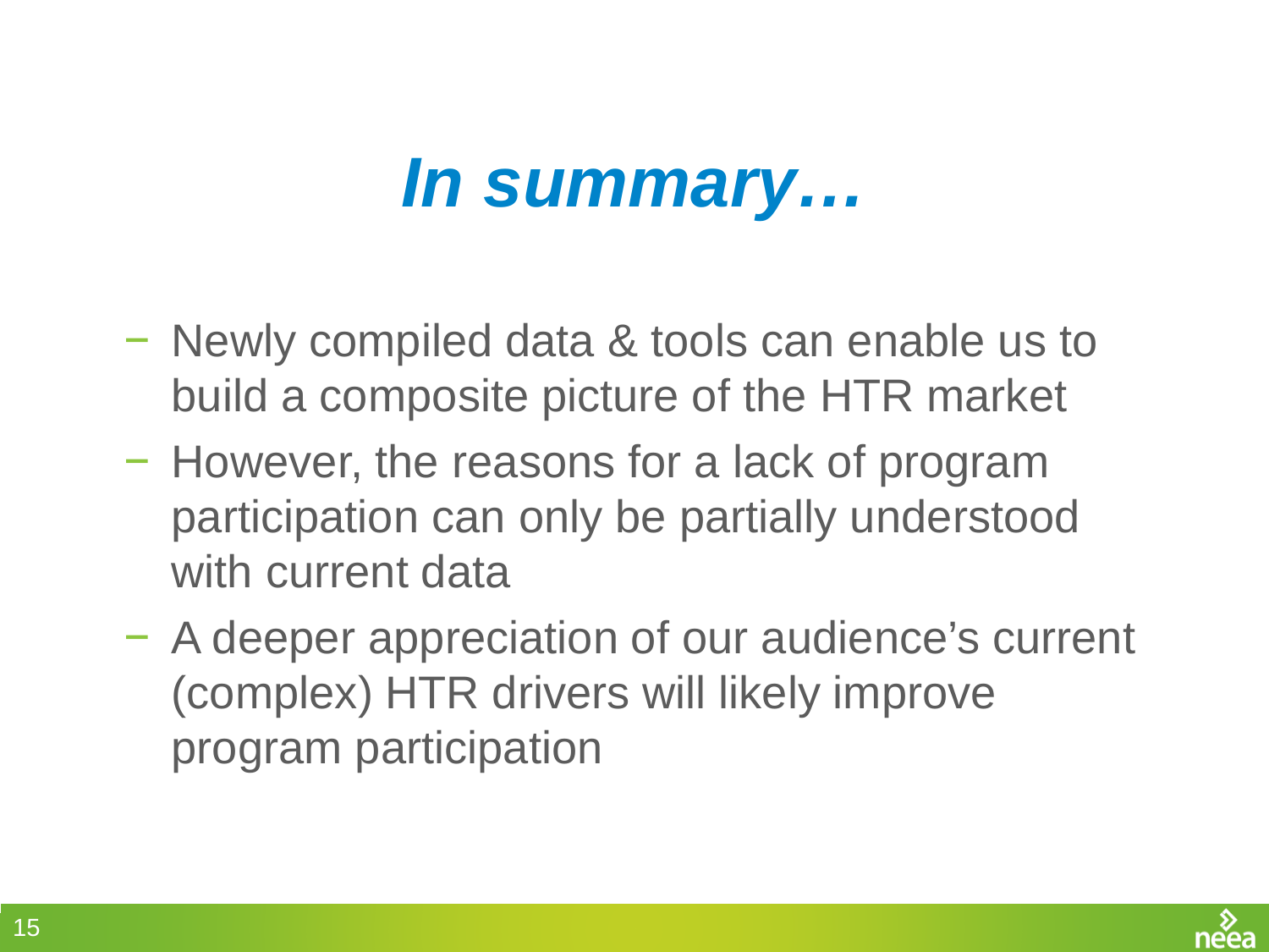# *In summary…*

- Newly compiled data & tools can enable us to build a composite picture of the HTR market
- However, the reasons for a lack of program participation can only be partially understood with current data
- A deeper appreciation of our audience's current (complex) HTR drivers will likely improve program participation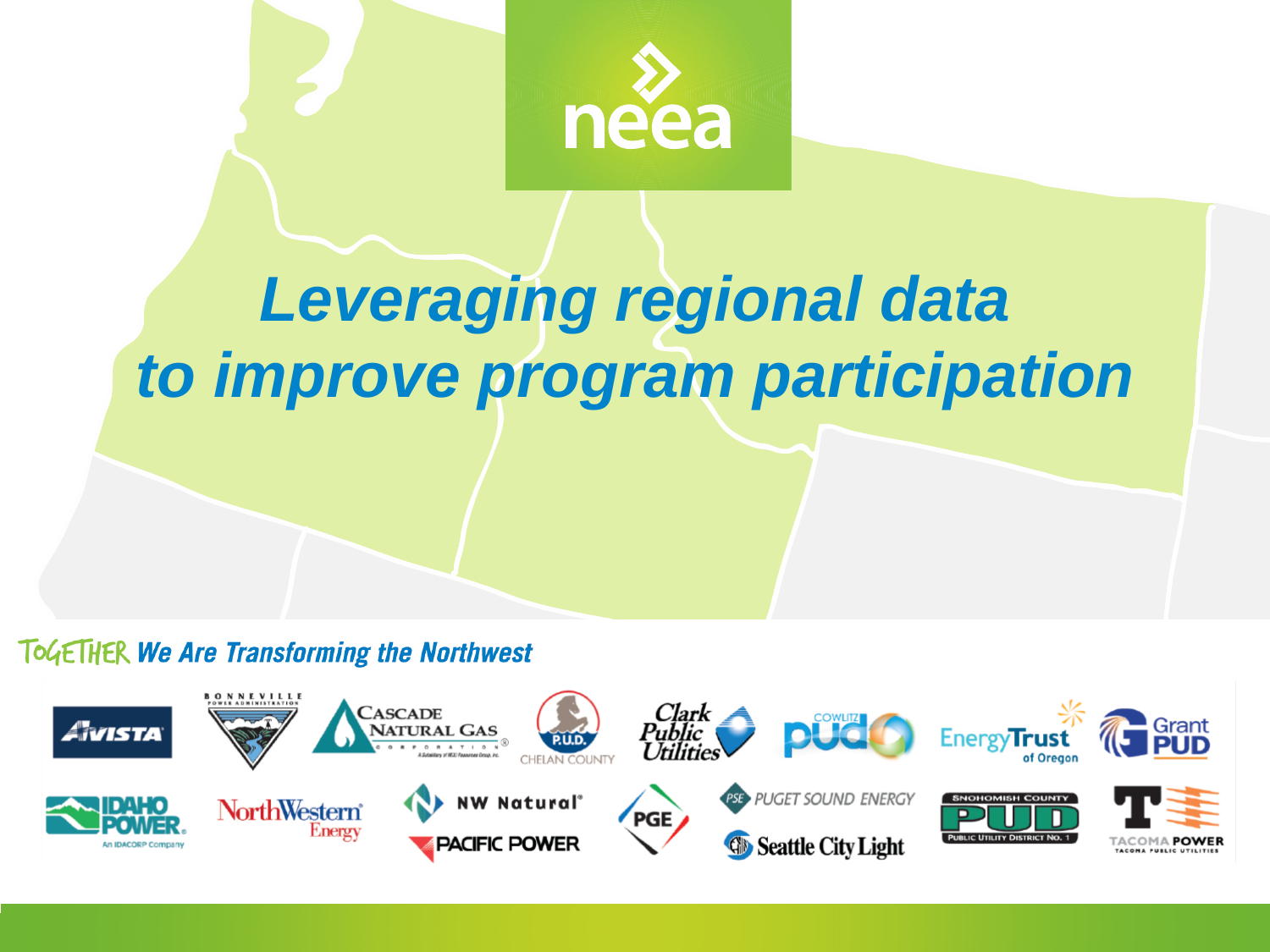neea

# *Leveraging regional data to improve program participation*

TOGETHER *We Are Transforming the Northwest*

Avista

Bonneville Power Administration

Cascade Natural Gas Corporation

P.U.D. Chelan County

Clark Public Utilities

Cowlitz PUD

Energy Trust of Oregon

Grant PUD

Idaho Power — An IDACORP Company

NorthWestern Energy

NW Natural

Pacific Power

PGE

Puget Sound Energy

Seattle City Light

Snohomish County PUD — Public Utility District No. 1

Tacoma Power — Tacoma Public Utilities